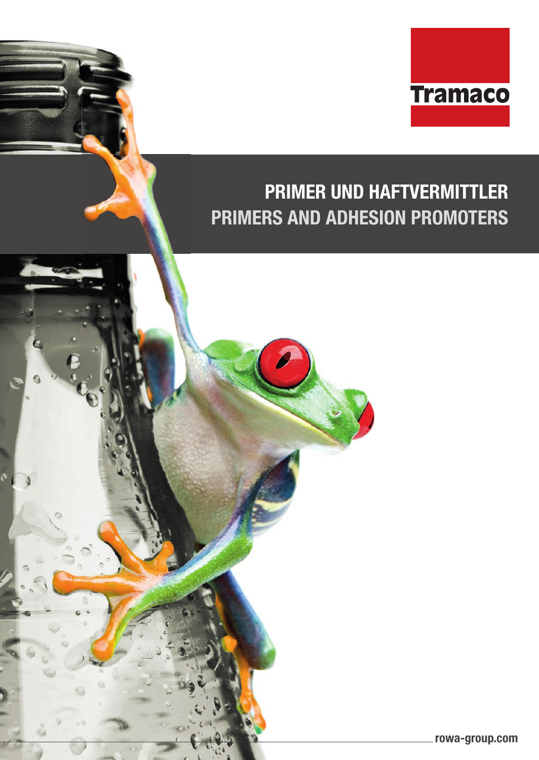Tramaco

# PRIMER UND HAFTVERMITTLER
# PRIMERS AND ADHESION PROMOTERS

rowa-group.com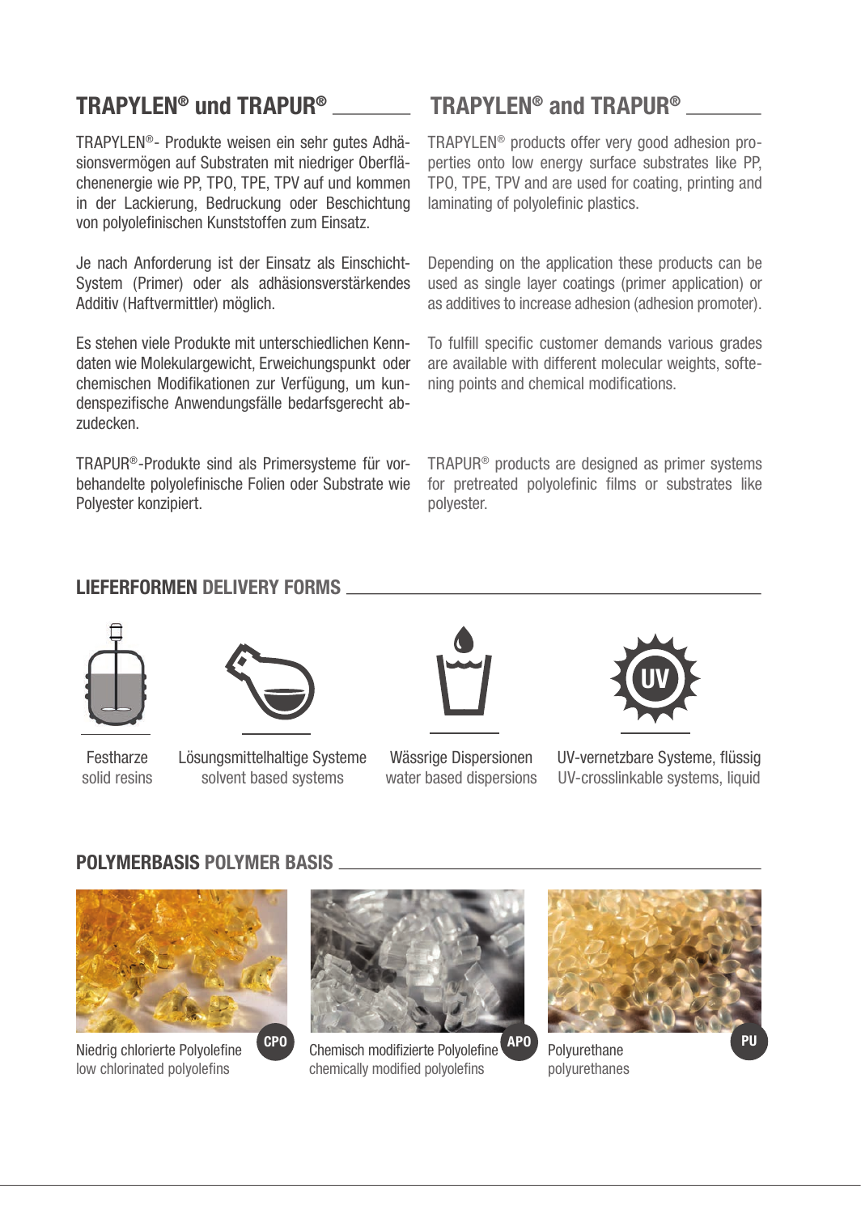## TRAPYLEN® und TRAPUR®

TRAPYLEN®- Produkte weisen ein sehr gutes Adhäsionsvermögen auf Substraten mit niedriger Oberflächenenergie wie PP, TPO, TPE, TPV auf und kommen in der Lackierung, Bedruckung oder Beschichtung von polyolefinischen Kunststoffen zum Einsatz.

Je nach Anforderung ist der Einsatz als Einschicht-System (Primer) oder als adhäsionsverstärkendes Additiv (Haftvermittler) möglich.

Es stehen viele Produkte mit unterschiedlichen Kenndaten wie Molekulargewicht, Erweichungspunkt oder chemischen Modifikationen zur Verfügung, um kundenspezifische Anwendungsfälle bedarfsgerecht abzudecken.

TRAPUR®-Produkte sind als Primersysteme für vorbehandelte polyolefinische Folien oder Substrate wie Polyester konzipiert.

## TRAPYLEN® and TRAPUR®

TRAPYLEN® products offer very good adhesion properties onto low energy surface substrates like PP, TPO, TPE, TPV and are used for coating, printing and laminating of polyolefinic plastics.

Depending on the application these products can be used as single layer coatings (primer application) or as additives to increase adhesion (adhesion promoter).

To fulfill specific customer demands various grades are available with different molecular weights, softening points and chemical modifications.

TRAPUR® products are designed as primer systems for pretreated polyolefinic films or substrates like polyester.

## LIEFERFORMEN DELIVERY FORMS

Festharze
solid resins

Lösungsmittelhaltige Systeme
solvent based systems

Wässrige Dispersionen
water based dispersions

UV-vernetzbare Systeme, flüssig
UV-crosslinkable systems, liquid

## POLYMERBASIS POLYMER BASIS

**CPO**
Niedrig chlorierte Polyolefine
low chlorinated polyolefins

**APO**
Chemisch modifizierte Polyolefine
chemically modified polyolefins

**PU**
Polyurethane
polyurethanes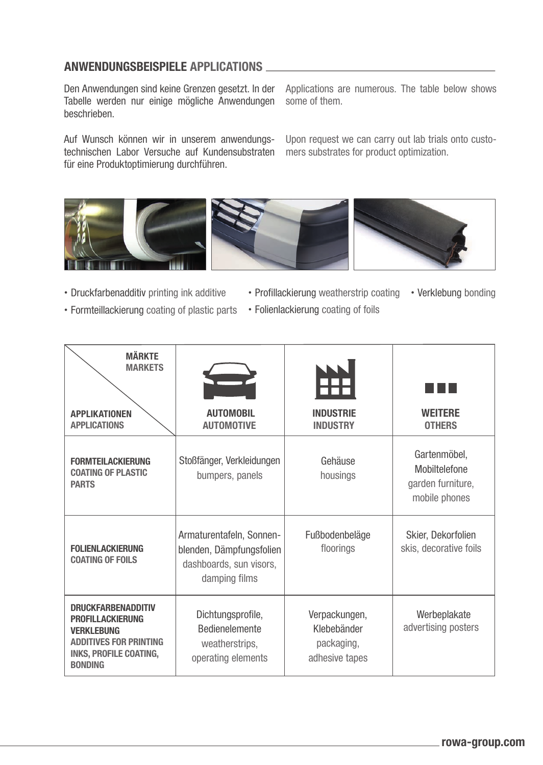## ANWENDUNGSBEISPIELE APPLICATIONS

Den Anwendungen sind keine Grenzen gesetzt. In der Tabelle werden nur einige mögliche Anwendungen beschrieben.

Auf Wunsch können wir in unserem anwendungstechnischen Labor Versuche auf Kundensubstraten für eine Produktoptimierung durchführen.

Applications are numerous. The table below shows some of them.

Upon request we can carry out lab trials onto customers substrates for product optimization.

- Druckfarbenadditiv printing ink additive
- Formteillackierung coating of plastic parts
- Profillackierung weatherstrip coating
- Folienlackierung coating of foils
- Verklebung bonding

| **MÄRKTE MARKETS** / **APPLIKATIONEN APPLICATIONS** | **AUTOMOBIL AUTOMOTIVE** | **INDUSTRIE INDUSTRY** | **WEITERE OTHERS** |
|---|---|---|---|
| **FORMTEILACKIERUNG COATING OF PLASTIC PARTS** | Stoßfänger, Verkleidungen bumpers, panels | Gehäuse housings | Gartenmöbel, Mobiltelefone garden furniture, mobile phones |
| **FOLIENLACKIERUNG COATING OF FOILS** | Armaturentafeln, Sonnenblenden, Dämpfungsfolien dashboards, sun visors, damping films | Fußbodenbeläge floorings | Skier, Dekorfolien skis, decorative foils |
| **DRUCKFARBENADDITIV PROFILLACKIERUNG VERKLEBUNG ADDITIVES FOR PRINTING INKS, PROFILE COATING, BONDING** | Dichtungsprofile, Bedienelemente weatherstrips, operating elements | Verpackungen, Klebebänder packaging, adhesive tapes | Werbeplakate advertising posters |

rowa-group.com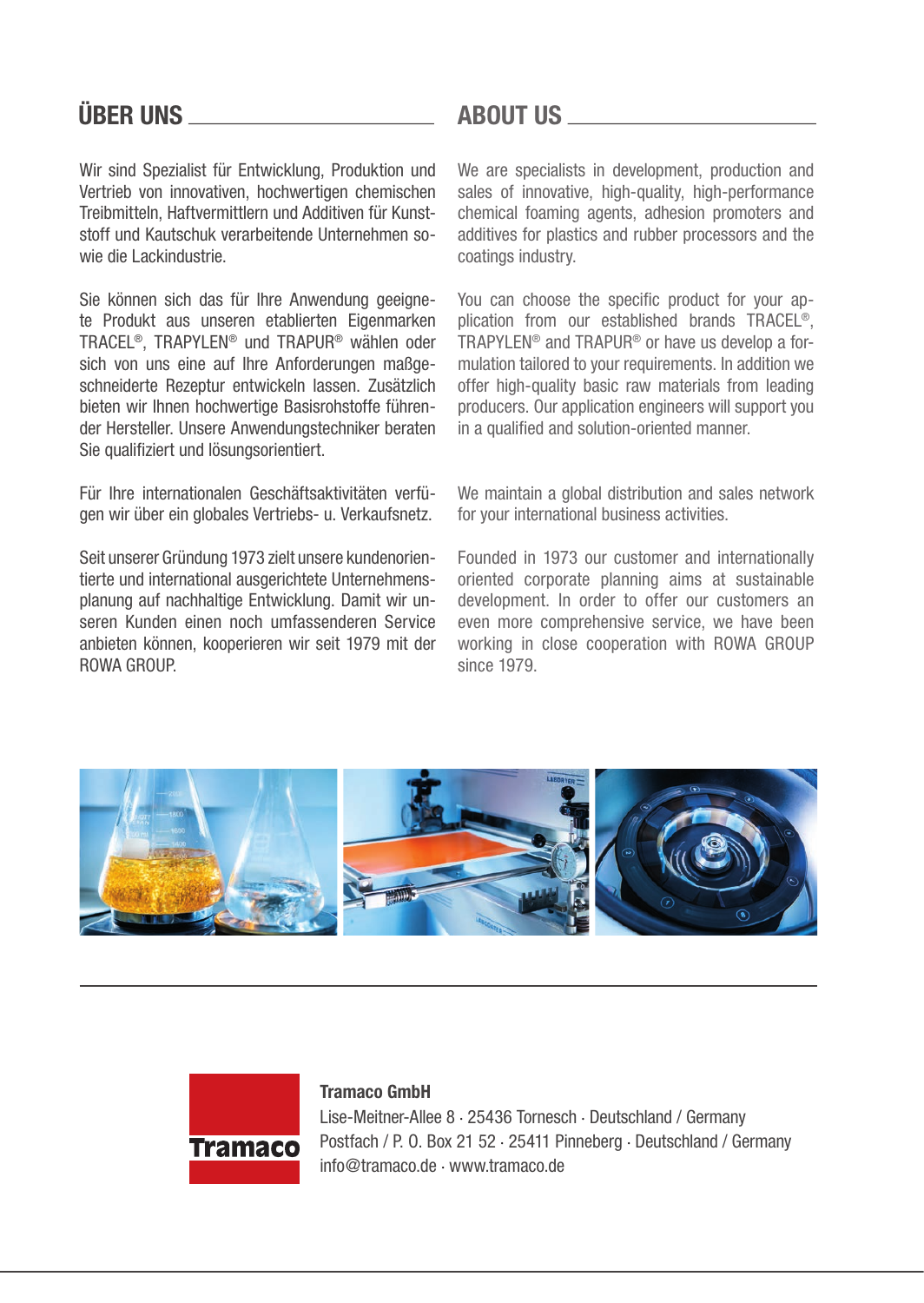## ÜBER UNS

Wir sind Spezialist für Entwicklung, Produktion und Vertrieb von innovativen, hochwertigen chemischen Treibmitteln, Haftvermittlern und Additiven für Kunststoff und Kautschuk verarbeitende Unternehmen sowie die Lackindustrie.

Sie können sich das für Ihre Anwendung geeignete Produkt aus unseren etablierten Eigenmarken TRACEL®, TRAPYLEN® und TRAPUR® wählen oder sich von uns eine auf Ihre Anforderungen maßgeschneiderte Rezeptur entwickeln lassen. Zusätzlich bieten wir Ihnen hochwertige Basisrohstoffe führender Hersteller. Unsere Anwendungstechniker beraten Sie qualifiziert und lösungsorientiert.

Für Ihre internationalen Geschäftsaktivitäten verfügen wir über ein globales Vertriebs- u. Verkaufsnetz.

Seit unserer Gründung 1973 zielt unsere kundenorientierte und international ausgerichtete Unternehmensplanung auf nachhaltige Entwicklung. Damit wir unseren Kunden einen noch umfassenderen Service anbieten können, kooperieren wir seit 1979 mit der ROWA GROUP.

## ABOUT US

We are specialists in development, production and sales of innovative, high-quality, high-performance chemical foaming agents, adhesion promoters and additives for plastics and rubber processors and the coatings industry.

You can choose the specific product for your application from our established brands TRACEL®, TRAPYLEN® and TRAPUR® or have us develop a formulation tailored to your requirements. In addition we offer high-quality basic raw materials from leading producers. Our application engineers will support you in a qualified and solution-oriented manner.

We maintain a global distribution and sales network for your international business activities.

Founded in 1973 our customer and internationally oriented corporate planning aims at sustainable development. In order to offer our customers an even more comprehensive service, we have been working in close cooperation with ROWA GROUP since 1979.

Tramaco

**Tramaco GmbH**
Lise-Meitner-Allee 8 · 25436 Tornesch · Deutschland / Germany
Postfach / P. O. Box 21 52 · 25411 Pinneberg · Deutschland / Germany
info@tramaco.de · www.tramaco.de